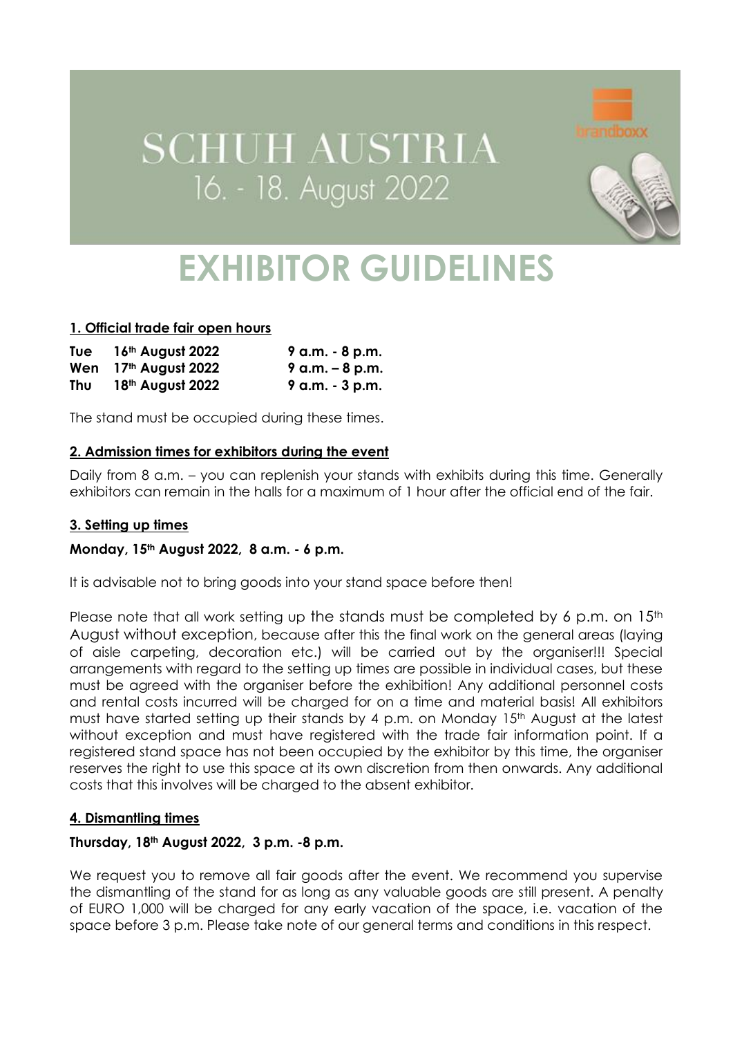# SCHUH AUSTRIA
16. - 18. August 2022

brandboxx

# EXHIBITOR GUIDELINES

## 1. Official trade fair open hours

| | | |
|---|---|---|
| **Tue** | **16th August 2022** | **9 a.m. - 8 p.m.** |
| **Wen** | **17th August 2022** | **9 a.m. – 8 p.m.** |
| **Thu** | **18th August 2022** | **9 a.m. - 3 p.m.** |

The stand must be occupied during these times.

## 2. Admission times for exhibitors during the event

Daily from 8 a.m. – you can replenish your stands with exhibits during this time. Generally exhibitors can remain in the halls for a maximum of 1 hour after the official end of the fair.

## 3. Setting up times

**Monday, 15th August 2022, 8 a.m. - 6 p.m.**

It is advisable not to bring goods into your stand space before then!

Please note that all work setting up the stands must be completed by 6 p.m. on 15th August without exception, because after this the final work on the general areas (laying of aisle carpeting, decoration etc.) will be carried out by the organiser!!! Special arrangements with regard to the setting up times are possible in individual cases, but these must be agreed with the organiser before the exhibition! Any additional personnel costs and rental costs incurred will be charged for on a time and material basis! All exhibitors must have started setting up their stands by 4 p.m. on Monday 15th August at the latest without exception and must have registered with the trade fair information point. If a registered stand space has not been occupied by the exhibitor by this time, the organiser reserves the right to use this space at its own discretion from then onwards. Any additional costs that this involves will be charged to the absent exhibitor.

## 4. Dismantling times

**Thursday, 18th August 2022, 3 p.m. -8 p.m.**

We request you to remove all fair goods after the event. We recommend you supervise the dismantling of the stand for as long as any valuable goods are still present. A penalty of EURO 1,000 will be charged for any early vacation of the space, i.e. vacation of the space before 3 p.m. Please take note of our general terms and conditions in this respect.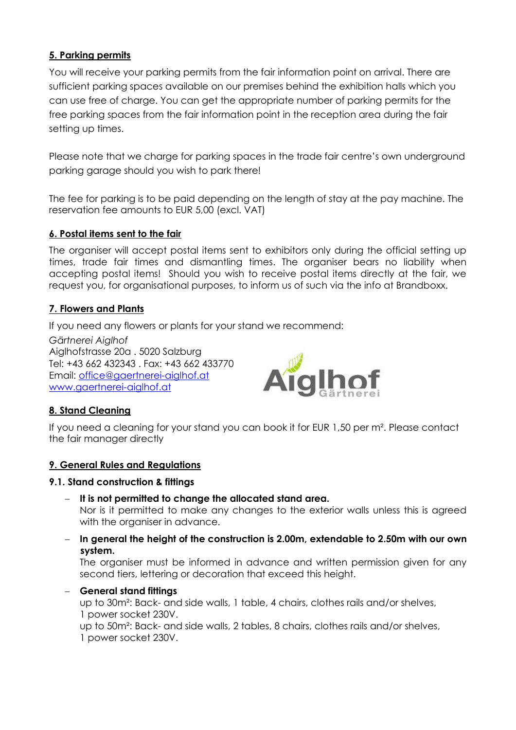## 5. Parking permits

You will receive your parking permits from the fair information point on arrival. There are sufficient parking spaces available on our premises behind the exhibition halls which you can use free of charge. You can get the appropriate number of parking permits for the free parking spaces from the fair information point in the reception area during the fair setting up times.

Please note that we charge for parking spaces in the trade fair centre's own underground parking garage should you wish to park there!

The fee for parking is to be paid depending on the length of stay at the pay machine. The reservation fee amounts to EUR 5,00 (excl. VAT)

## 6. Postal items sent to the fair

The organiser will accept postal items sent to exhibitors only during the official setting up times, trade fair times and dismantling times. The organiser bears no liability when accepting postal items! Should you wish to receive postal items directly at the fair, we request you, for organisational purposes, to inform us of such via the info at Brandboxx.

## 7. Flowers and Plants

If you need any flowers or plants for your stand we recommend:

*Gärtnerei Aiglhof*
Aiglhofstrasse 20a . 5020 Salzburg
Tel: +43 662 432343 . Fax: +43 662 433770
Email: office@gaertnerei-aiglhof.at
www.gaertnerei-aiglhof.at

Aiglhof Gärtnerei

## 8. Stand Cleaning

If you need a cleaning for your stand you can book it for EUR 1,50 per m². Please contact the fair manager directly

## 9. General Rules and Regulations

### 9.1. Stand construction & fittings

- **It is not permitted to change the allocated stand area.**
  Nor is it permitted to make any changes to the exterior walls unless this is agreed with the organiser in advance.
- **In general the height of the construction is 2.00m, extendable to 2.50m with our own system.**
  The organiser must be informed in advance and written permission given for any second tiers, lettering or decoration that exceed this height.
- **General stand fittings**
  up to 30m²: Back- and side walls, 1 table, 4 chairs, clothes rails and/or shelves, 1 power socket 230V.
  up to 50m²: Back- and side walls, 2 tables, 8 chairs, clothes rails and/or shelves, 1 power socket 230V.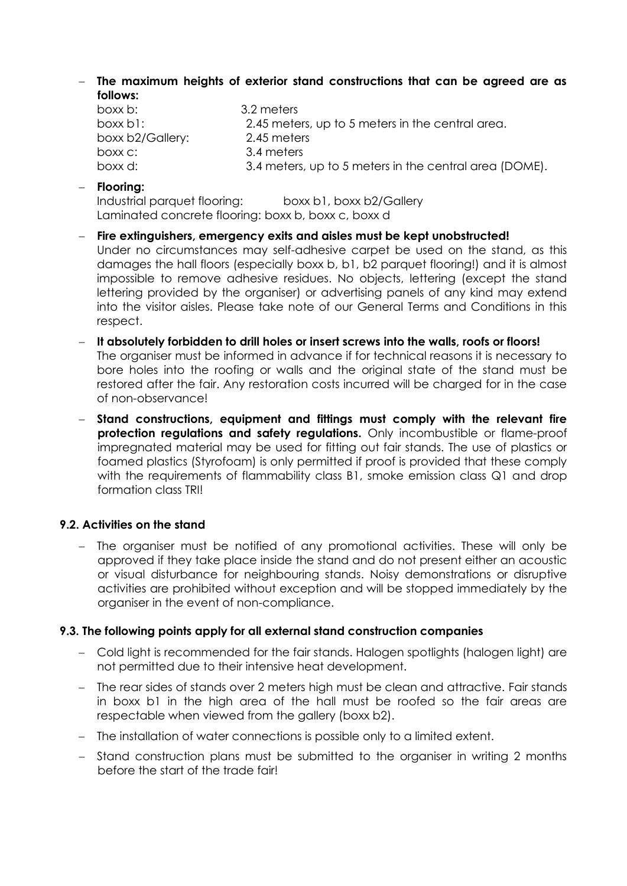- **The maximum heights of exterior stand constructions that can be agreed are as follows:**

| | |
|---|---|
| boxx b: | 3.2 meters |
| boxx b1: | 2.45 meters, up to 5 meters in the central area. |
| boxx b2/Gallery: | 2.45 meters |
| boxx c: | 3.4 meters |
| boxx d: | 3.4 meters, up to 5 meters in the central area (DOME). |

- **Flooring:**
  Industrial parquet flooring: boxx b1, boxx b2/Gallery
  Laminated concrete flooring: boxx b, boxx c, boxx d

- **Fire extinguishers, emergency exits and aisles must be kept unobstructed!**
  Under no circumstances may self-adhesive carpet be used on the stand, as this damages the hall floors (especially boxx b, b1, b2 parquet flooring!) and it is almost impossible to remove adhesive residues. No objects, lettering (except the stand lettering provided by the organiser) or advertising panels of any kind may extend into the visitor aisles. Please take note of our General Terms and Conditions in this respect.

- **It absolutely forbidden to drill holes or insert screws into the walls, roofs or floors!**
  The organiser must be informed in advance if for technical reasons it is necessary to bore holes into the roofing or walls and the original state of the stand must be restored after the fair. Any restoration costs incurred will be charged for in the case of non-observance!

- **Stand constructions, equipment and fittings must comply with the relevant fire protection regulations and safety regulations.** Only incombustible or flame-proof impregnated material may be used for fitting out fair stands. The use of plastics or foamed plastics (Styrofoam) is only permitted if proof is provided that these comply with the requirements of flammability class B1, smoke emission class Q1 and drop formation class TRI!

### 9.2. Activities on the stand

- The organiser must be notified of any promotional activities. These will only be approved if they take place inside the stand and do not present either an acoustic or visual disturbance for neighbouring stands. Noisy demonstrations or disruptive activities are prohibited without exception and will be stopped immediately by the organiser in the event of non-compliance.

### 9.3. The following points apply for all external stand construction companies

- Cold light is recommended for the fair stands. Halogen spotlights (halogen light) are not permitted due to their intensive heat development.
- The rear sides of stands over 2 meters high must be clean and attractive. Fair stands in boxx b1 in the high area of the hall must be roofed so the fair areas are respectable when viewed from the gallery (boxx b2).
- The installation of water connections is possible only to a limited extent.
- Stand construction plans must be submitted to the organiser in writing 2 months before the start of the trade fair!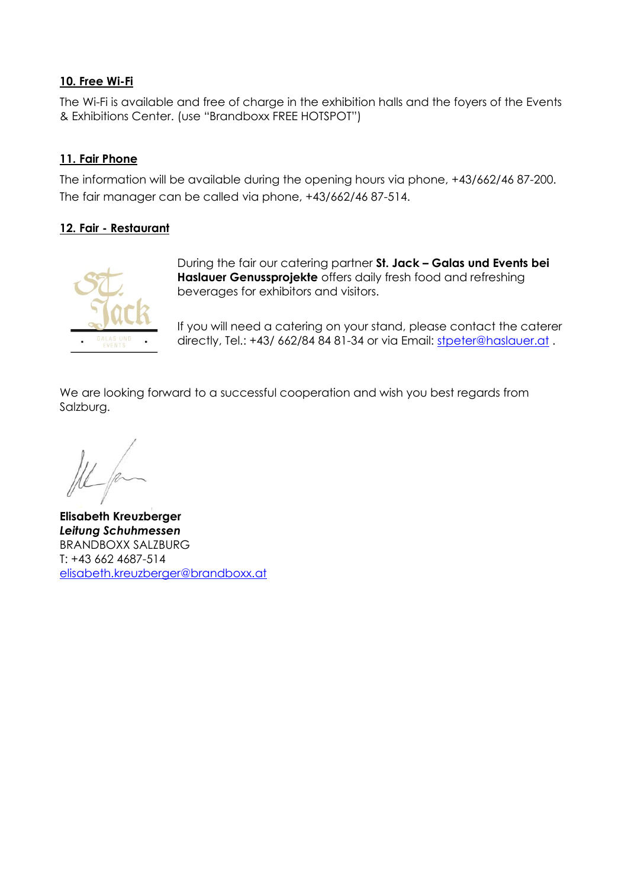## 10. Free Wi-Fi

The Wi-Fi is available and free of charge in the exhibition halls and the foyers of the Events & Exhibitions Center. (use "Brandboxx FREE HOTSPOT")

## 11. Fair Phone

The information will be available during the opening hours via phone, +43/662/46 87-200.
The fair manager can be called via phone, +43/662/46 87-514.

## 12. Fair - Restaurant

During the fair our catering partner **St. Jack – Galas und Events bei Haslauer Genussprojekte** offers daily fresh food and refreshing beverages for exhibitors and visitors.

If you will need a catering on your stand, please contact the caterer directly, Tel.: +43/ 662/84 84 81-34 or via Email: stpeter@haslauer.at .

We are looking forward to a successful cooperation and wish you best regards from Salzburg.

**Elisabeth Kreuzberger**
***Leitung Schuhmessen***
BRANDBOXX SALZBURG
T: +43 662 4687-514
elisabeth.kreuzberger@brandboxx.at